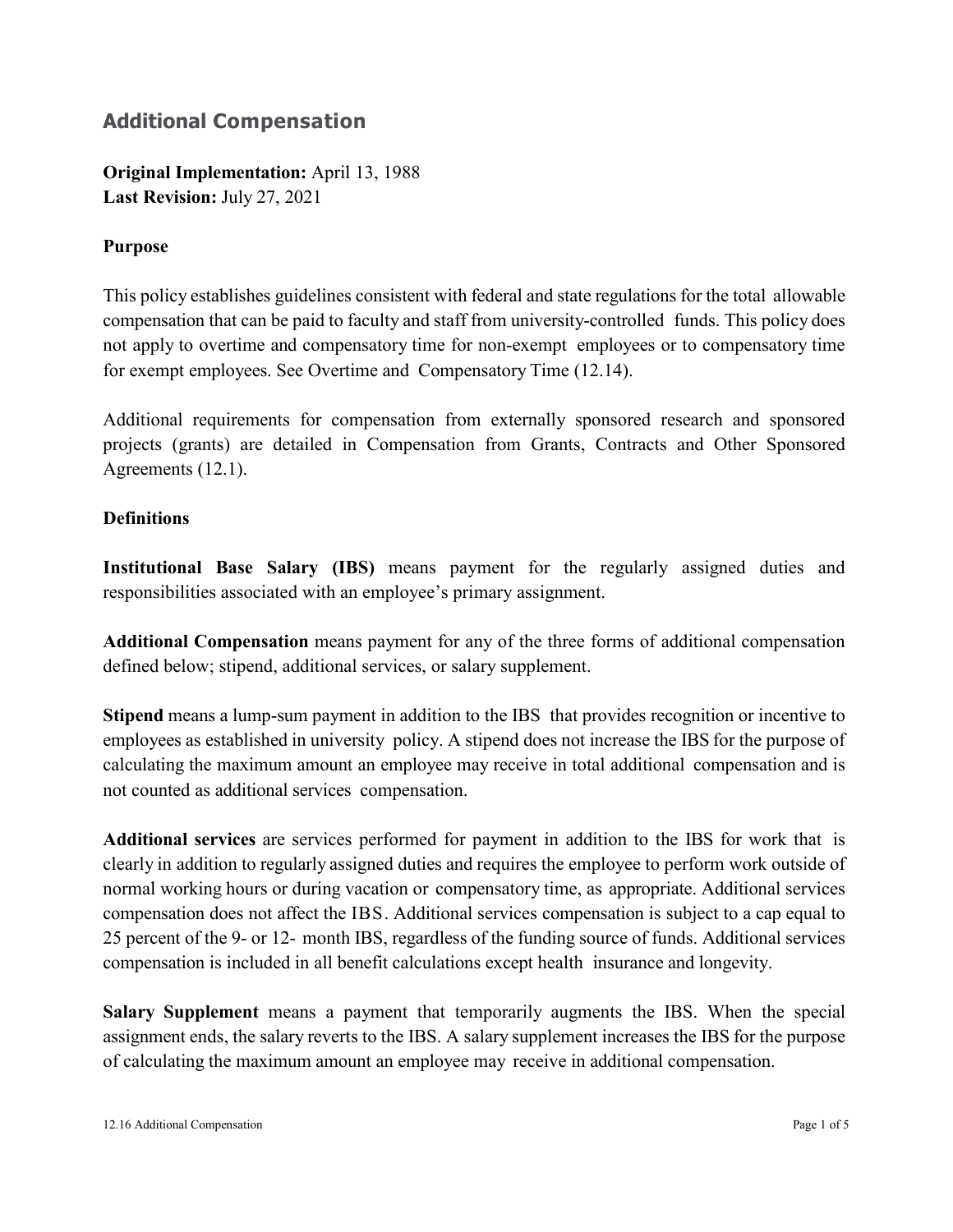## Additional Compensation

**Original Implementation:** April 13, 1988
**Last Revision:** July 27, 2021

**Purpose**

This policy establishes guidelines consistent with federal and state regulations for the total allowable compensation that can be paid to faculty and staff from university-controlled funds. This policy does not apply to overtime and compensatory time for non-exempt employees or to compensatory time for exempt employees. See Overtime and Compensatory Time (12.14).

Additional requirements for compensation from externally sponsored research and sponsored projects (grants) are detailed in Compensation from Grants, Contracts and Other Sponsored Agreements (12.1).

**Definitions**

**Institutional Base Salary (IBS)** means payment for the regularly assigned duties and responsibilities associated with an employee's primary assignment.

**Additional Compensation** means payment for any of the three forms of additional compensation defined below; stipend, additional services, or salary supplement.

**Stipend** means a lump-sum payment in addition to the IBS that provides recognition or incentive to employees as established in university policy. A stipend does not increase the IBS for the purpose of calculating the maximum amount an employee may receive in total additional compensation and is not counted as additional services compensation.

**Additional services** are services performed for payment in addition to the IBS for work that is clearly in addition to regularly assigned duties and requires the employee to perform work outside of normal working hours or during vacation or compensatory time, as appropriate. Additional services compensation does not affect the IBS. Additional services compensation is subject to a cap equal to 25 percent of the 9- or 12- month IBS, regardless of the funding source of funds. Additional services compensation is included in all benefit calculations except health insurance and longevity.

**Salary Supplement** means a payment that temporarily augments the IBS. When the special assignment ends, the salary reverts to the IBS. A salary supplement increases the IBS for the purpose of calculating the maximum amount an employee may receive in additional compensation.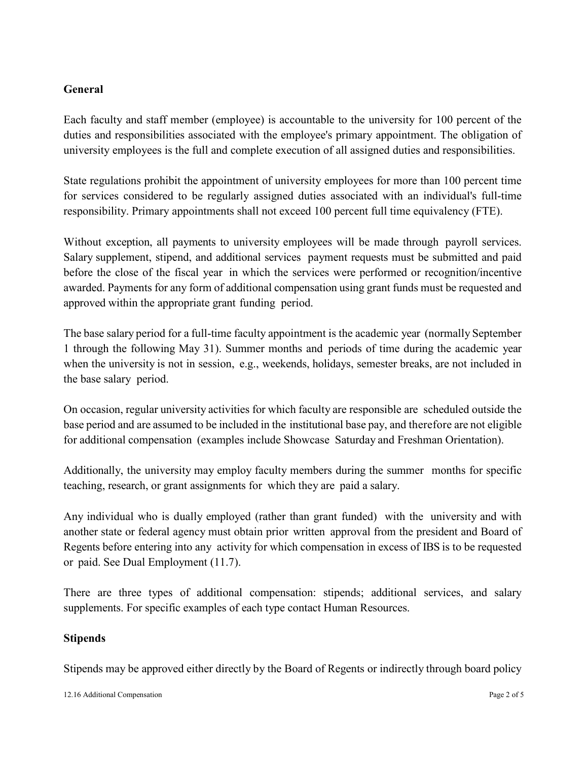## General

Each faculty and staff member (employee) is accountable to the university for 100 percent of the duties and responsibilities associated with the employee's primary appointment. The obligation of university employees is the full and complete execution of all assigned duties and responsibilities.

State regulations prohibit the appointment of university employees for more than 100 percent time for services considered to be regularly assigned duties associated with an individual's full-time responsibility. Primary appointments shall not exceed 100 percent full time equivalency (FTE).

Without exception, all payments to university employees will be made through payroll services. Salary supplement, stipend, and additional services payment requests must be submitted and paid before the close of the fiscal year in which the services were performed or recognition/incentive awarded. Payments for any form of additional compensation using grant funds must be requested and approved within the appropriate grant funding period.

The base salary period for a full-time faculty appointment is the academic year (normally September 1 through the following May 31). Summer months and periods of time during the academic year when the university is not in session, e.g., weekends, holidays, semester breaks, are not included in the base salary period.

On occasion, regular university activities for which faculty are responsible are scheduled outside the base period and are assumed to be included in the institutional base pay, and therefore are not eligible for additional compensation (examples include Showcase Saturday and Freshman Orientation).

Additionally, the university may employ faculty members during the summer months for specific teaching, research, or grant assignments for which they are paid a salary.

Any individual who is dually employed (rather than grant funded) with the university and with another state or federal agency must obtain prior written approval from the president and Board of Regents before entering into any activity for which compensation in excess of IBS is to be requested or paid. See Dual Employment (11.7).

There are three types of additional compensation: stipends; additional services, and salary supplements. For specific examples of each type contact Human Resources.

## Stipends

Stipends may be approved either directly by the Board of Regents or indirectly through board policy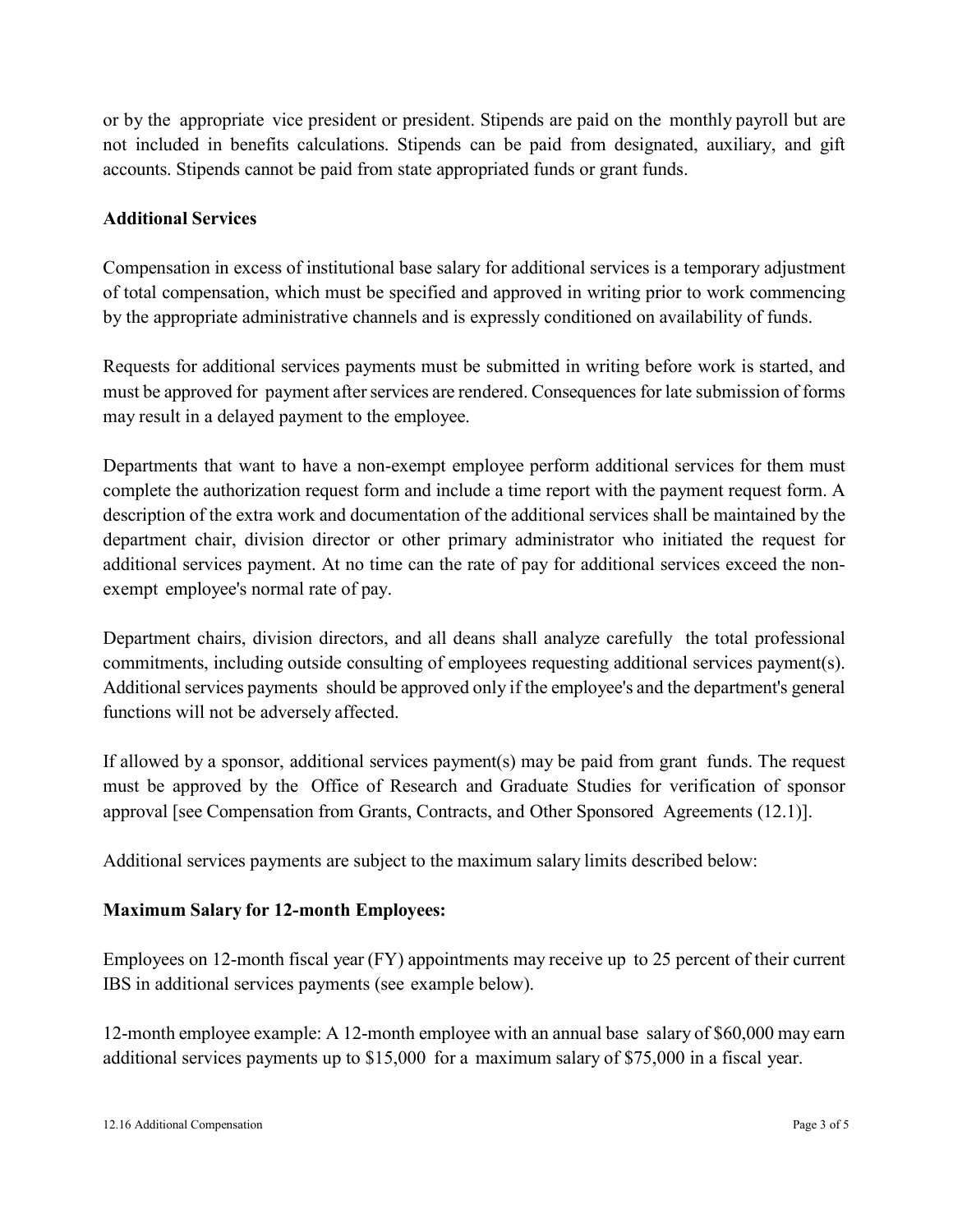or by the appropriate vice president or president. Stipends are paid on the monthly payroll but are not included in benefits calculations. Stipends can be paid from designated, auxiliary, and gift accounts. Stipends cannot be paid from state appropriated funds or grant funds.

**Additional Services**

Compensation in excess of institutional base salary for additional services is a temporary adjustment of total compensation, which must be specified and approved in writing prior to work commencing by the appropriate administrative channels and is expressly conditioned on availability of funds.

Requests for additional services payments must be submitted in writing before work is started, and must be approved for payment after services are rendered. Consequences for late submission of forms may result in a delayed payment to the employee.

Departments that want to have a non-exempt employee perform additional services for them must complete the authorization request form and include a time report with the payment request form. A description of the extra work and documentation of the additional services shall be maintained by the department chair, division director or other primary administrator who initiated the request for additional services payment. At no time can the rate of pay for additional services exceed the non-exempt employee's normal rate of pay.

Department chairs, division directors, and all deans shall analyze carefully the total professional commitments, including outside consulting of employees requesting additional services payment(s). Additional services payments should be approved only if the employee's and the department's general functions will not be adversely affected.

If allowed by a sponsor, additional services payment(s) may be paid from grant funds. The request must be approved by the Office of Research and Graduate Studies for verification of sponsor approval [see Compensation from Grants, Contracts, and Other Sponsored Agreements (12.1)].

Additional services payments are subject to the maximum salary limits described below:

**Maximum Salary for 12-month Employees:**

Employees on 12-month fiscal year (FY) appointments may receive up to 25 percent of their current IBS in additional services payments (see example below).

12-month employee example: A 12-month employee with an annual base salary of $60,000 may earn additional services payments up to $15,000 for a maximum salary of $75,000 in a fiscal year.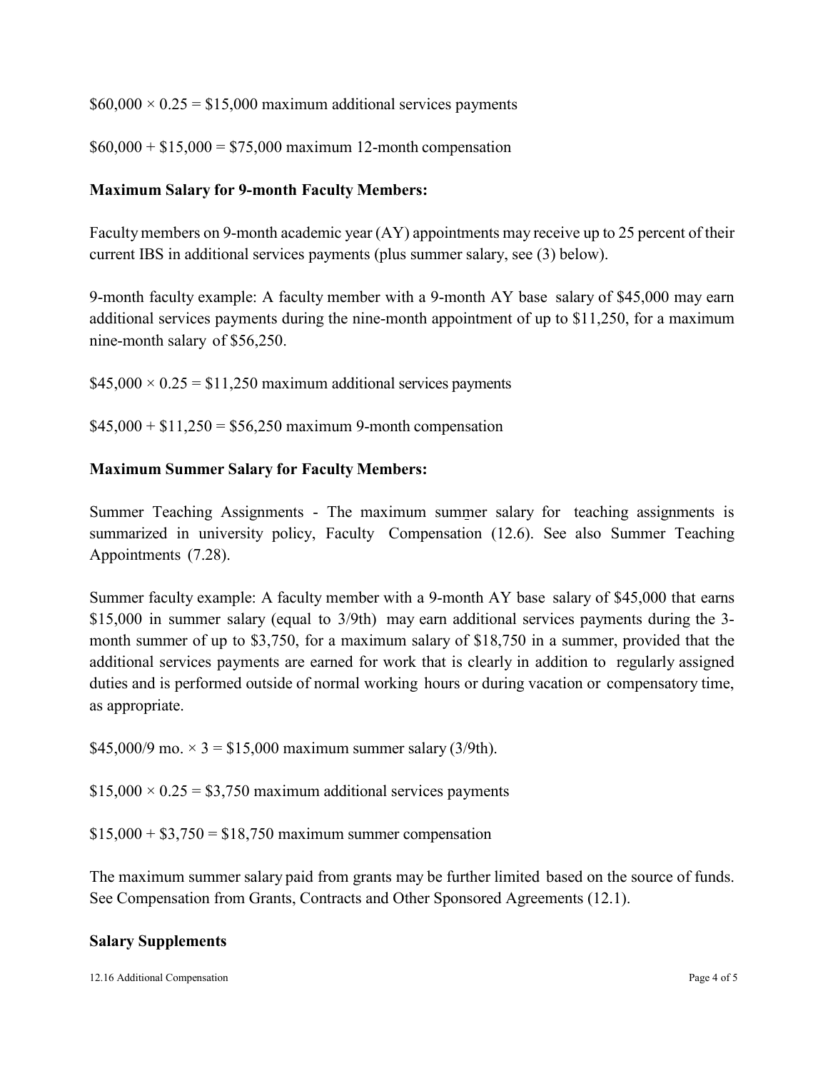$60,000 × 0.25 = $15,000 maximum additional services payments

$60,000 + $15,000 = $75,000 maximum 12-month compensation

**Maximum Salary for 9-month Faculty Members:**

Faculty members on 9-month academic year (AY) appointments may receive up to 25 percent of their current IBS in additional services payments (plus summer salary, see (3) below).

9-month faculty example: A faculty member with a 9-month AY base salary of $45,000 may earn additional services payments during the nine-month appointment of up to $11,250, for a maximum nine-month salary of $56,250.

$45,000 × 0.25 = $11,250 maximum additional services payments

$45,000 + $11,250 = $56,250 maximum 9-month compensation

**Maximum Summer Salary for Faculty Members:**

Summer Teaching Assignments - The maximum summer salary for teaching assignments is summarized in university policy, Faculty Compensation (12.6). See also Summer Teaching Appointments (7.28).

Summer faculty example: A faculty member with a 9-month AY base salary of $45,000 that earns $15,000 in summer salary (equal to 3/9th) may earn additional services payments during the 3-month summer of up to $3,750, for a maximum salary of $18,750 in a summer, provided that the additional services payments are earned for work that is clearly in addition to regularly assigned duties and is performed outside of normal working hours or during vacation or compensatory time, as appropriate.

$45,000/9 mo. × 3 = $15,000 maximum summer salary (3/9th).

$15,000 × 0.25 = $3,750 maximum additional services payments

$15,000 + $3,750 = $18,750 maximum summer compensation

The maximum summer salary paid from grants may be further limited based on the source of funds. See Compensation from Grants, Contracts and Other Sponsored Agreements (12.1).

**Salary Supplements**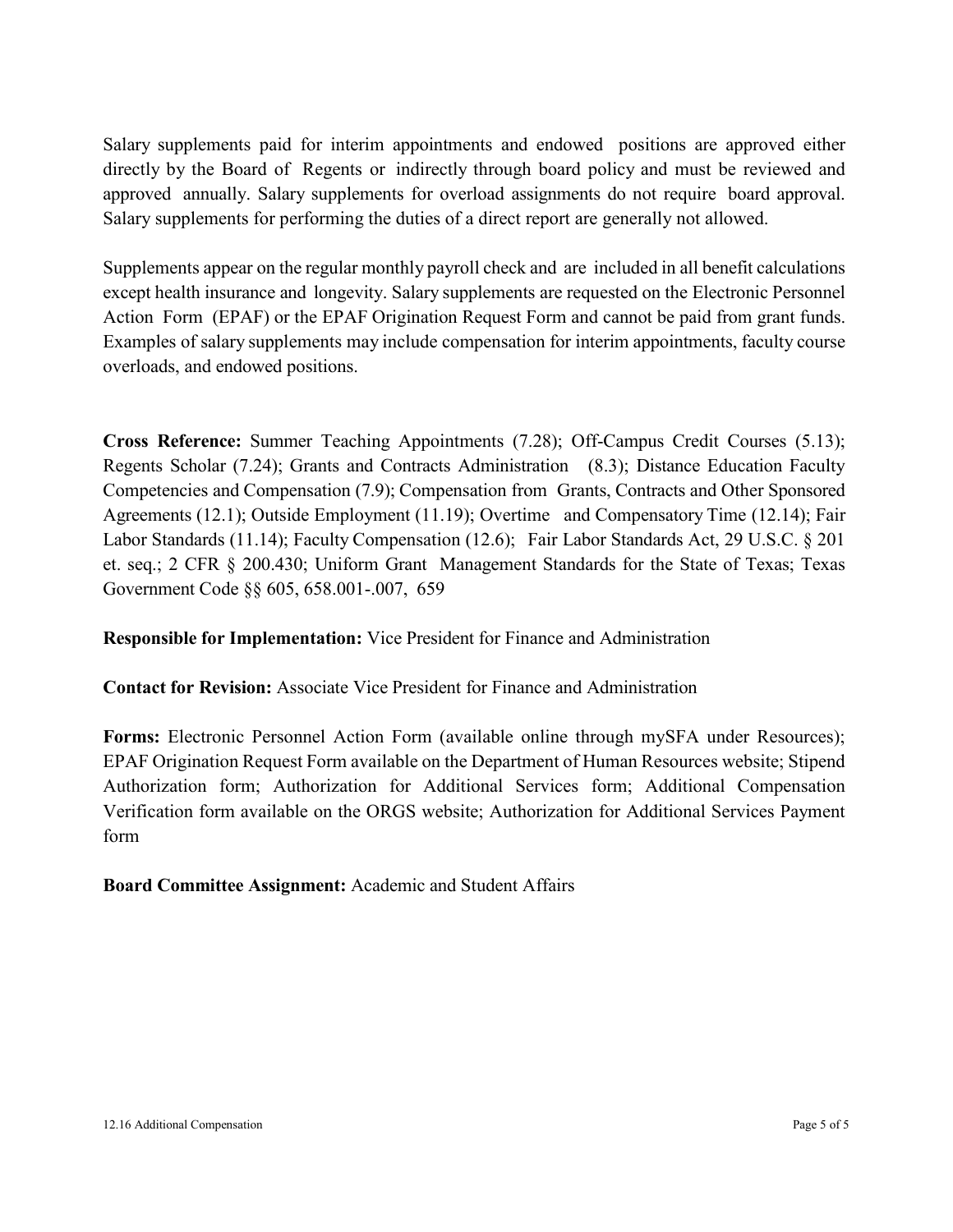Salary supplements paid for interim appointments and endowed positions are approved either directly by the Board of Regents or indirectly through board policy and must be reviewed and approved annually. Salary supplements for overload assignments do not require board approval. Salary supplements for performing the duties of a direct report are generally not allowed.

Supplements appear on the regular monthly payroll check and are included in all benefit calculations except health insurance and longevity. Salary supplements are requested on the Electronic Personnel Action Form (EPAF) or the EPAF Origination Request Form and cannot be paid from grant funds. Examples of salary supplements may include compensation for interim appointments, faculty course overloads, and endowed positions.

**Cross Reference:** Summer Teaching Appointments (7.28); Off-Campus Credit Courses (5.13); Regents Scholar (7.24); Grants and Contracts Administration (8.3); Distance Education Faculty Competencies and Compensation (7.9); Compensation from Grants, Contracts and Other Sponsored Agreements (12.1); Outside Employment (11.19); Overtime and Compensatory Time (12.14); Fair Labor Standards (11.14); Faculty Compensation (12.6); Fair Labor Standards Act, 29 U.S.C. § 201 et. seq.; 2 CFR § 200.430; Uniform Grant Management Standards for the State of Texas; Texas Government Code §§ 605, 658.001-.007, 659

**Responsible for Implementation:** Vice President for Finance and Administration

**Contact for Revision:** Associate Vice President for Finance and Administration

**Forms:** Electronic Personnel Action Form (available online through mySFA under Resources); EPAF Origination Request Form available on the Department of Human Resources website; Stipend Authorization form; Authorization for Additional Services form; Additional Compensation Verification form available on the ORGS website; Authorization for Additional Services Payment form

**Board Committee Assignment:** Academic and Student Affairs